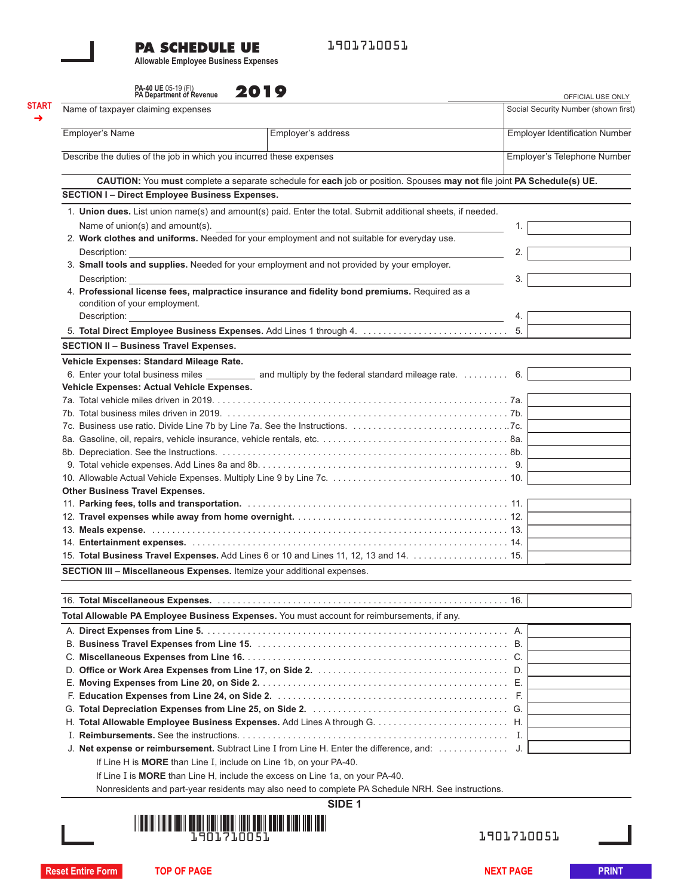# PA SCHEDULE UE

**Allowable Employee Business Expenses**

1901710051

PA-40 UE 05-19 (FI)
PA Department of Revenue

**2019**

OFFICIAL USE ONLY

START →

| Name of taxpayer claiming expenses | | Social Security Number (shown first) |
|---|---|---|
| Employer's Name | Employer's address | Employer Identification Number |
| Describe the duties of the job in which you incurred these expenses | | Employer's Telephone Number |

**CAUTION:** You **must** complete a separate schedule for **each** job or position. Spouses **may not** file joint **PA Schedule(s) UE.**

## SECTION I – Direct Employee Business Expenses.

1. **Union dues.** List union name(s) and amount(s) paid. Enter the total. Submit additional sheets, if needed.
   Name of union(s) and amount(s). ______ 1. ______
2. **Work clothes and uniforms.** Needed for your employment and not suitable for everyday use.
   Description: ______ 2. ______
3. **Small tools and supplies.** Needed for your employment and not provided by your employer.
   Description: ______ 3. ______
4. **Professional license fees, malpractice insurance and fidelity bond premiums.** Required as a condition of your employment.
   Description: ______ 4. ______
5. **Total Direct Employee Business Expenses.** Add Lines 1 through 4. . . . . 5. ______

## SECTION II – Business Travel Expenses.

**Vehicle Expenses: Standard Mileage Rate.**

6. Enter your total business miles ______ and multiply by the federal standard mileage rate. . . . . 6. ______

**Vehicle Expenses: Actual Vehicle Expenses.**

7a. Total vehicle miles driven in 2019. . . . . 7a. ______
7b. Total business miles driven in 2019. . . . . 7b. ______
7c. Business use ratio. Divide Line 7b by Line 7a. See the Instructions. . . . . 7c. ______
8a. Gasoline, oil, repairs, vehicle insurance, vehicle rentals, etc. . . . . 8a. ______
8b. Depreciation. See the Instructions. . . . . 8b. ______
9. Total vehicle expenses. Add Lines 8a and 8b. . . . . 9. ______
10. Allowable Actual Vehicle Expenses. Multiply Line 9 by Line 7c. . . . . 10. ______

**Other Business Travel Expenses.**

11. **Parking fees, tolls and transportation.** . . . . . 11. ______
12. **Travel expenses while away from home overnight.** . . . . . 12. ______
13. **Meals expense.** . . . . . 13. ______
14. **Entertainment expenses.** . . . . . 14. ______
15. **Total Business Travel Expenses.** Add Lines 6 or 10 and Lines 11, 12, 13 and 14. . . . . 15. ______

## SECTION III – Miscellaneous Expenses. Itemize your additional expenses.

16. **Total Miscellaneous Expenses.** . . . . . 16. ______

**Total Allowable PA Employee Business Expenses.** You must account for reimbursements, if any.

A. **Direct Expenses from Line 5.** . . . . . A. ______
B. **Business Travel Expenses from Line 15.** . . . . . B. ______
C. **Miscellaneous Expenses from Line 16.** . . . . . C. ______
D. **Office or Work Area Expenses from Line 17, on Side 2.** . . . . . D. ______
E. **Moving Expenses from Line 20, on Side 2.** . . . . . E. ______
F. **Education Expenses from Line 24, on Side 2.** . . . . . F. ______
G. **Total Depreciation Expenses from Line 25, on Side 2.** . . . . . G. ______
H. **Total Allowable Employee Business Expenses.** Add Lines A through G. . . . . H. ______
I. **Reimbursements.** See the instructions. . . . . I. ______
J. **Net expense or reimbursement.** Subtract Line I from Line H. Enter the difference, and: . . . . . J. ______

If Line H is **MORE** than Line I, include on Line 1b, on your PA-40.
If Line I is **MORE** than Line H, include the excess on Line 1a, on your PA-40.
Nonresidents and part-year residents may also need to complete PA Schedule NRH. See instructions.

**SIDE 1**

1901710051

1901710051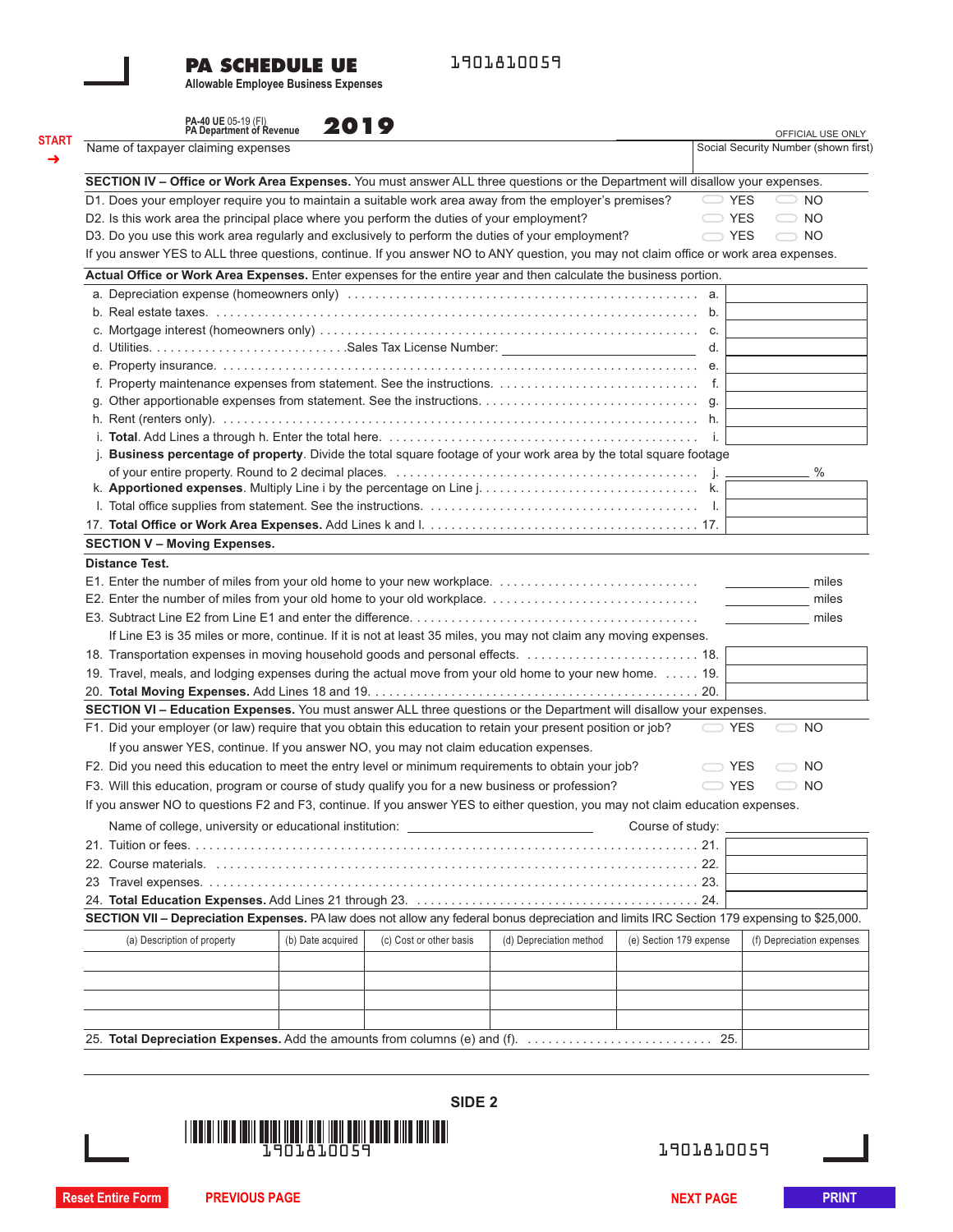# PA SCHEDULE UE

**Allowable Employee Business Expenses**

1901810059

**PA-40 UE** 05-19 (FI)
PA Department of Revenue

# 2019

OFFICIAL USE ONLY

START →

Name of taxpayer claiming expenses | Social Security Number (shown first)

**SECTION IV – Office or Work Area Expenses.** You must answer ALL three questions or the Department will disallow your expenses.

D1. Does your employer require you to maintain a suitable work area away from the employer's premises? ☐ YES ☐ NO

D2. Is this work area the principal place where you perform the duties of your employment? ☐ YES ☐ NO

D3. Do you use this work area regularly and exclusively to perform the duties of your employment? ☐ YES ☐ NO

If you answer YES to ALL three questions, continue. If you answer NO to ANY question, you may not claim office or work area expenses.

**Actual Office or Work Area Expenses.** Enter expenses for the entire year and then calculate the business portion.

| Line | Description | Amount |
|---|---|---|
| a. | Depreciation expense (homeowners only) | |
| b. | Real estate taxes. | |
| c. | Mortgage interest (homeowners only) | |
| d. | Utilities. Sales Tax License Number: ______ | |
| e. | Property insurance. | |
| f. | Property maintenance expenses from statement. See the instructions. | |
| g. | Other apportionable expenses from statement. See the instructions. | |
| h. | Rent (renters only). | |
| i. | **Total**. Add Lines a through h. Enter the total here. | |
| j. | **Business percentage of property**. Divide the total square footage of your work area by the total square footage of your entire property. Round to 2 decimal places. | ______ % |
| k. | **Apportioned expenses**. Multiply Line i by the percentage on Line j. | |
| l. | Total office supplies from statement. See the instructions. | |
| 17. | **Total Office or Work Area Expenses.** Add Lines k and l. | |

**SECTION V – Moving Expenses.**

**Distance Test.**

E1. Enter the number of miles from your old home to your new workplace. ______ miles

E2. Enter the number of miles from your old home to your old workplace. ______ miles

E3. Subtract Line E2 from Line E1 and enter the difference. ______ miles

If Line E3 is 35 miles or more, continue. If it is not at least 35 miles, you may not claim any moving expenses.

| Line | Description | Amount |
|---|---|---|
| 18. | Transportation expenses in moving household goods and personal effects. | |
| 19. | Travel, meals, and lodging expenses during the actual move from your old home to your new home. | |
| 20. | **Total Moving Expenses.** Add Lines 18 and 19. | |

**SECTION VI – Education Expenses.** You must answer ALL three questions or the Department will disallow your expenses.

F1. Did your employer (or law) require that you obtain this education to retain your present position or job? ☐ YES ☐ NO

If you answer YES, continue. If you answer NO, you may not claim education expenses.

F2. Did you need this education to meet the entry level or minimum requirements to obtain your job? ☐ YES ☐ NO

F3. Will this education, program or course of study qualify you for a new business or profession? ☐ YES ☐ NO

If you answer NO to questions F2 and F3, continue. If you answer YES to either question, you may not claim education expenses.

Name of college, university or educational institution: ______ Course of study: ______

| Line | Description | Amount |
|---|---|---|
| 21. | Tuition or fees. | |
| 22. | Course materials. | |
| 23 | Travel expenses. | |
| 24. | **Total Education Expenses.** Add Lines 21 through 23. | |

**SECTION VII – Depreciation Expenses.** PA law does not allow any federal bonus depreciation and limits IRC Section 179 expensing to $25,000.

| (a) Description of property | (b) Date acquired | (c) Cost or other basis | (d) Depreciation method | (e) Section 179 expense | (f) Depreciation expenses |
|---|---|---|---|---|---|
| | | | | | |
| | | | | | |
| | | | | | |
| | | | | | |
| 25. **Total Depreciation Expenses.** Add the amounts from columns (e) and (f). 25. | | | | | |

**SIDE 2**

1901810059

1901810059

Reset Entire Form | PREVIOUS PAGE | NEXT PAGE | PRINT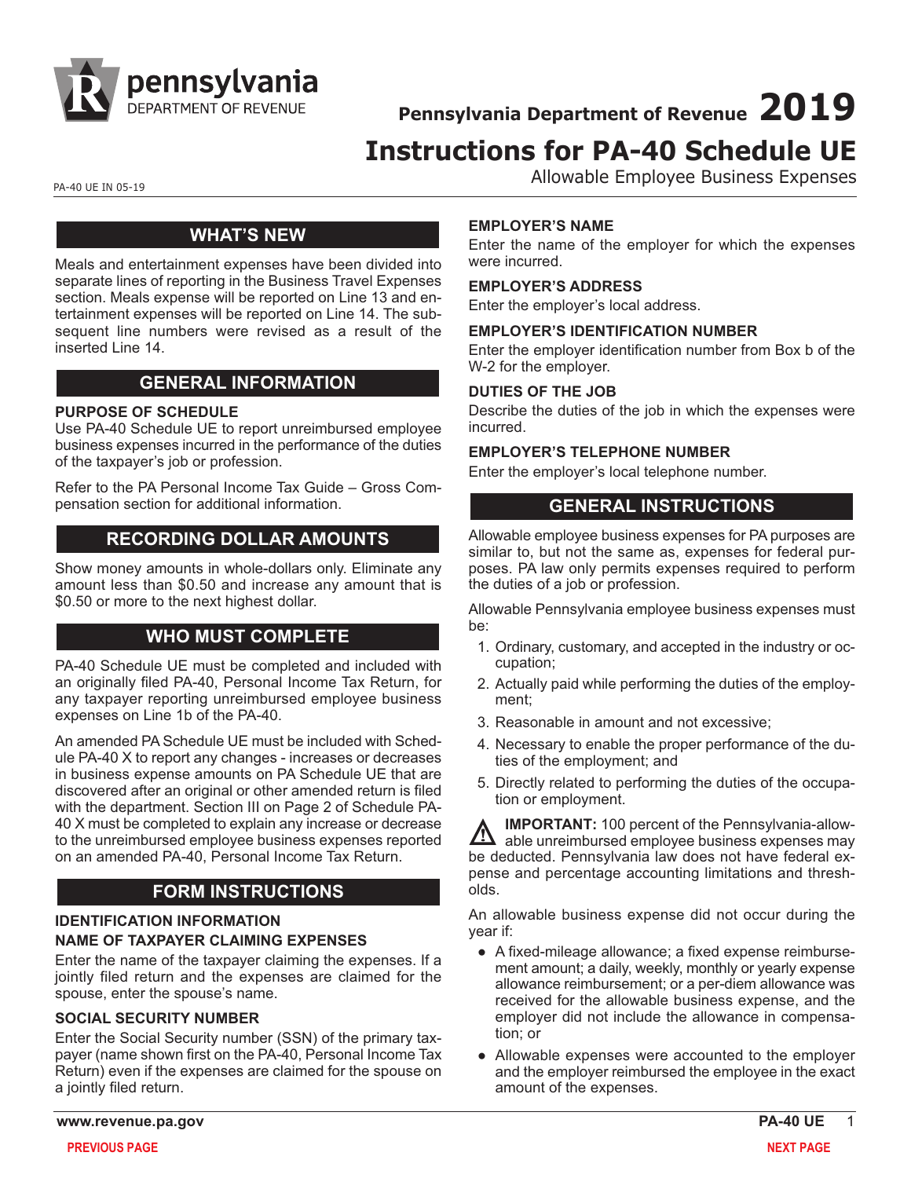# Pennsylvania Department of Revenue 2019

# Instructions for PA-40 Schedule UE

Allowable Employee Business Expenses

PA-40 UE IN 05-19

## WHAT'S NEW

Meals and entertainment expenses have been divided into separate lines of reporting in the Business Travel Expenses section. Meals expense will be reported on Line 13 and entertainment expenses will be reported on Line 14. The subsequent line numbers were revised as a result of the inserted Line 14.

## GENERAL INFORMATION

### PURPOSE OF SCHEDULE

Use PA-40 Schedule UE to report unreimbursed employee business expenses incurred in the performance of the duties of the taxpayer's job or profession.

Refer to the PA Personal Income Tax Guide – Gross Compensation section for additional information.

## RECORDING DOLLAR AMOUNTS

Show money amounts in whole-dollars only. Eliminate any amount less than $0.50 and increase any amount that is $0.50 or more to the next highest dollar.

## WHO MUST COMPLETE

PA-40 Schedule UE must be completed and included with an originally filed PA-40, Personal Income Tax Return, for any taxpayer reporting unreimbursed employee business expenses on Line 1b of the PA-40.

An amended PA Schedule UE must be included with Schedule PA-40 X to report any changes - increases or decreases in business expense amounts on PA Schedule UE that are discovered after an original or other amended return is filed with the department. Section III on Page 2 of Schedule PA-40 X must be completed to explain any increase or decrease to the unreimbursed employee business expenses reported on an amended PA-40, Personal Income Tax Return.

## FORM INSTRUCTIONS

### IDENTIFICATION INFORMATION

### NAME OF TAXPAYER CLAIMING EXPENSES

Enter the name of the taxpayer claiming the expenses. If a jointly filed return and the expenses are claimed for the spouse, enter the spouse's name.

### SOCIAL SECURITY NUMBER

Enter the Social Security number (SSN) of the primary taxpayer (name shown first on the PA-40, Personal Income Tax Return) even if the expenses are claimed for the spouse on a jointly filed return.

### EMPLOYER'S NAME

Enter the name of the employer for which the expenses were incurred.

### EMPLOYER'S ADDRESS

Enter the employer's local address.

### EMPLOYER'S IDENTIFICATION NUMBER

Enter the employer identification number from Box b of the W-2 for the employer.

### DUTIES OF THE JOB

Describe the duties of the job in which the expenses were incurred.

### EMPLOYER'S TELEPHONE NUMBER

Enter the employer's local telephone number.

## GENERAL INSTRUCTIONS

Allowable employee business expenses for PA purposes are similar to, but not the same as, expenses for federal purposes. PA law only permits expenses required to perform the duties of a job or profession.

Allowable Pennsylvania employee business expenses must be:

1. Ordinary, customary, and accepted in the industry or occupation;
2. Actually paid while performing the duties of the employment;
3. Reasonable in amount and not excessive;
4. Necessary to enable the proper performance of the duties of the employment; and
5. Directly related to performing the duties of the occupation or employment.

**IMPORTANT:** 100 percent of the Pennsylvania-allowable unreimbursed employee business expenses may be deducted. Pennsylvania law does not have federal expense and percentage accounting limitations and thresholds.

An allowable business expense did not occur during the year if:

- A fixed-mileage allowance; a fixed expense reimbursement amount; a daily, weekly, monthly or yearly expense allowance reimbursement; or a per-diem allowance was received for the allowable business expense, and the employer did not include the allowance in compensation; or
- Allowable expenses were accounted to the employer and the employer reimbursed the employee in the exact amount of the expenses.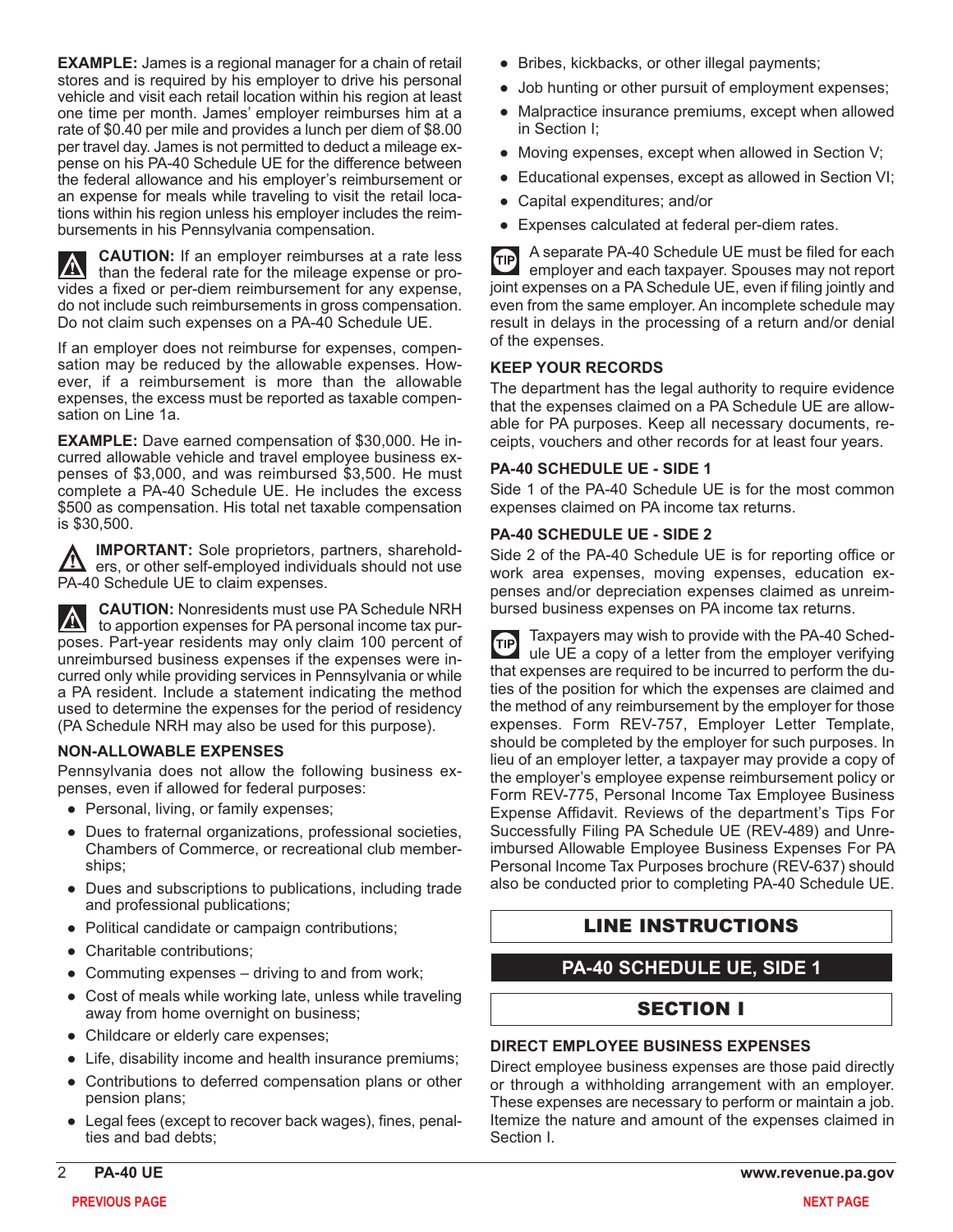**EXAMPLE:** James is a regional manager for a chain of retail stores and is required by his employer to drive his personal vehicle and visit each retail location within his region at least one time per month. James' employer reimburses him at a rate of $0.40 per mile and provides a lunch per diem of $8.00 per travel day. James is not permitted to deduct a mileage expense on his PA-40 Schedule UE for the difference between the federal allowance and his employer's reimbursement or an expense for meals while traveling to visit the retail locations within his region unless his employer includes the reimbursements in his Pennsylvania compensation.

**CAUTION:** If an employer reimburses at a rate less than the federal rate for the mileage expense or provides a fixed or per-diem reimbursement for any expense, do not include such reimbursements in gross compensation. Do not claim such expenses on a PA-40 Schedule UE.

If an employer does not reimburse for expenses, compensation may be reduced by the allowable expenses. However, if a reimbursement is more than the allowable expenses, the excess must be reported as taxable compensation on Line 1a.

**EXAMPLE:** Dave earned compensation of $30,000. He incurred allowable vehicle and travel employee business expenses of $3,000, and was reimbursed $3,500. He must complete a PA-40 Schedule UE. He includes the excess $500 as compensation. His total net taxable compensation is $30,500.

**IMPORTANT:** Sole proprietors, partners, shareholders, or other self-employed individuals should not use PA-40 Schedule UE to claim expenses.

**CAUTION:** Nonresidents must use PA Schedule NRH to apportion expenses for PA personal income tax purposes. Part-year residents may only claim 100 percent of unreimbursed business expenses if the expenses were incurred only while providing services in Pennsylvania or while a PA resident. Include a statement indicating the method used to determine the expenses for the period of residency (PA Schedule NRH may also be used for this purpose).

### NON-ALLOWABLE EXPENSES

Pennsylvania does not allow the following business expenses, even if allowed for federal purposes:

- Personal, living, or family expenses;
- Dues to fraternal organizations, professional societies, Chambers of Commerce, or recreational club memberships;
- Dues and subscriptions to publications, including trade and professional publications;
- Political candidate or campaign contributions;
- Charitable contributions;
- Commuting expenses – driving to and from work;
- Cost of meals while working late, unless while traveling away from home overnight on business;
- Childcare or elderly care expenses;
- Life, disability income and health insurance premiums;
- Contributions to deferred compensation plans or other pension plans;
- Legal fees (except to recover back wages), fines, penalties and bad debts;
- Bribes, kickbacks, or other illegal payments;
- Job hunting or other pursuit of employment expenses;
- Malpractice insurance premiums, except when allowed in Section I;
- Moving expenses, except when allowed in Section V;
- Educational expenses, except as allowed in Section VI;
- Capital expenditures; and/or
- Expenses calculated at federal per-diem rates.

**TIP** A separate PA-40 Schedule UE must be filed for each employer and each taxpayer. Spouses may not report joint expenses on a PA Schedule UE, even if filing jointly and even from the same employer. An incomplete schedule may result in delays in the processing of a return and/or denial of the expenses.

### KEEP YOUR RECORDS

The department has the legal authority to require evidence that the expenses claimed on a PA Schedule UE are allowable for PA purposes. Keep all necessary documents, receipts, vouchers and other records for at least four years.

### PA-40 SCHEDULE UE - SIDE 1

Side 1 of the PA-40 Schedule UE is for the most common expenses claimed on PA income tax returns.

### PA-40 SCHEDULE UE - SIDE 2

Side 2 of the PA-40 Schedule UE is for reporting office or work area expenses, moving expenses, education expenses and/or depreciation expenses claimed as unreimbursed business expenses on PA income tax returns.

**TIP** Taxpayers may wish to provide with the PA-40 Schedule UE a copy of a letter from the employer verifying that expenses are required to be incurred to perform the duties of the position for which the expenses are claimed and the method of any reimbursement by the employer for those expenses. Form REV-757, Employer Letter Template, should be completed by the employer for such purposes. In lieu of an employer letter, a taxpayer may provide a copy of the employer's employee expense reimbursement policy or Form REV-775, Personal Income Tax Employee Business Expense Affidavit. Reviews of the department's Tips For Successfully Filing PA Schedule UE (REV-489) and Unreimbursed Allowable Employee Business Expenses For PA Personal Income Tax Purposes brochure (REV-637) should also be conducted prior to completing PA-40 Schedule UE.

## LINE INSTRUCTIONS

## PA-40 SCHEDULE UE, SIDE 1

## SECTION I

### DIRECT EMPLOYEE BUSINESS EXPENSES

Direct employee business expenses are those paid directly or through a withholding arrangement with an employer. These expenses are necessary to perform or maintain a job. Itemize the nature and amount of the expenses claimed in Section I.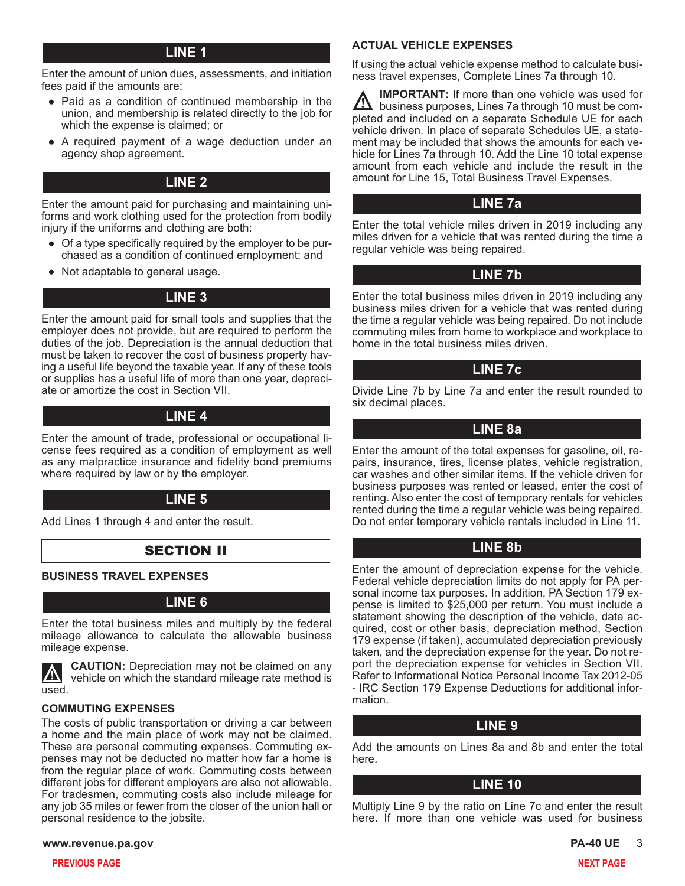## LINE 1

Enter the amount of union dues, assessments, and initiation fees paid if the amounts are:

- Paid as a condition of continued membership in the union, and membership is related directly to the job for which the expense is claimed; or
- A required payment of a wage deduction under an agency shop agreement.

## LINE 2

Enter the amount paid for purchasing and maintaining uniforms and work clothing used for the protection from bodily injury if the uniforms and clothing are both:

- Of a type specifically required by the employer to be purchased as a condition of continued employment; and
- Not adaptable to general usage.

## LINE 3

Enter the amount paid for small tools and supplies that the employer does not provide, but are required to perform the duties of the job. Depreciation is the annual deduction that must be taken to recover the cost of business property having a useful life beyond the taxable year. If any of these tools or supplies has a useful life of more than one year, depreciate or amortize the cost in Section VII.

## LINE 4

Enter the amount of trade, professional or occupational license fees required as a condition of employment as well as any malpractice insurance and fidelity bond premiums where required by law or by the employer.

## LINE 5

Add Lines 1 through 4 and enter the result.

# SECTION II

### BUSINESS TRAVEL EXPENSES

## LINE 6

Enter the total business miles and multiply by the federal mileage allowance to calculate the allowable business mileage expense.

**CAUTION:** Depreciation may not be claimed on any vehicle on which the standard mileage rate method is used.

### COMMUTING EXPENSES

The costs of public transportation or driving a car between a home and the main place of work may not be claimed. These are personal commuting expenses. Commuting expenses may not be deducted no matter how far a home is from the regular place of work. Commuting costs between different jobs for different employers are also not allowable. For tradesmen, commuting costs also include mileage for any job 35 miles or fewer from the closer of the union hall or personal residence to the jobsite.

### ACTUAL VEHICLE EXPENSES

If using the actual vehicle expense method to calculate business travel expenses, Complete Lines 7a through 10.

**IMPORTANT:** If more than one vehicle was used for business purposes, Lines 7a through 10 must be completed and included on a separate Schedule UE for each vehicle driven. In place of separate Schedules UE, a statement may be included that shows the amounts for each vehicle for Lines 7a through 10. Add the Line 10 total expense amount from each vehicle and include the result in the amount for Line 15, Total Business Travel Expenses.

## LINE 7a

Enter the total vehicle miles driven in 2019 including any miles driven for a vehicle that was rented during the time a regular vehicle was being repaired.

## LINE 7b

Enter the total business miles driven in 2019 including any business miles driven for a vehicle that was rented during the time a regular vehicle was being repaired. Do not include commuting miles from home to workplace and workplace to home in the total business miles driven.

## LINE 7c

Divide Line 7b by Line 7a and enter the result rounded to six decimal places.

## LINE 8a

Enter the amount of the total expenses for gasoline, oil, repairs, insurance, tires, license plates, vehicle registration, car washes and other similar items. If the vehicle driven for business purposes was rented or leased, enter the cost of renting. Also enter the cost of temporary rentals for vehicles rented during the time a regular vehicle was being repaired. Do not enter temporary vehicle rentals included in Line 11.

## LINE 8b

Enter the amount of depreciation expense for the vehicle. Federal vehicle depreciation limits do not apply for PA personal income tax purposes. In addition, PA Section 179 expense is limited to $25,000 per return. You must include a statement showing the description of the vehicle, date acquired, cost or other basis, depreciation method, Section 179 expense (if taken), accumulated depreciation previously taken, and the depreciation expense for the year. Do not report the depreciation expense for vehicles in Section VII. Refer to Informational Notice Personal Income Tax 2012-05 - IRC Section 179 Expense Deductions for additional information.

## LINE 9

Add the amounts on Lines 8a and 8b and enter the total here.

## LINE 10

Multiply Line 9 by the ratio on Line 7c and enter the result here. If more than one vehicle was used for business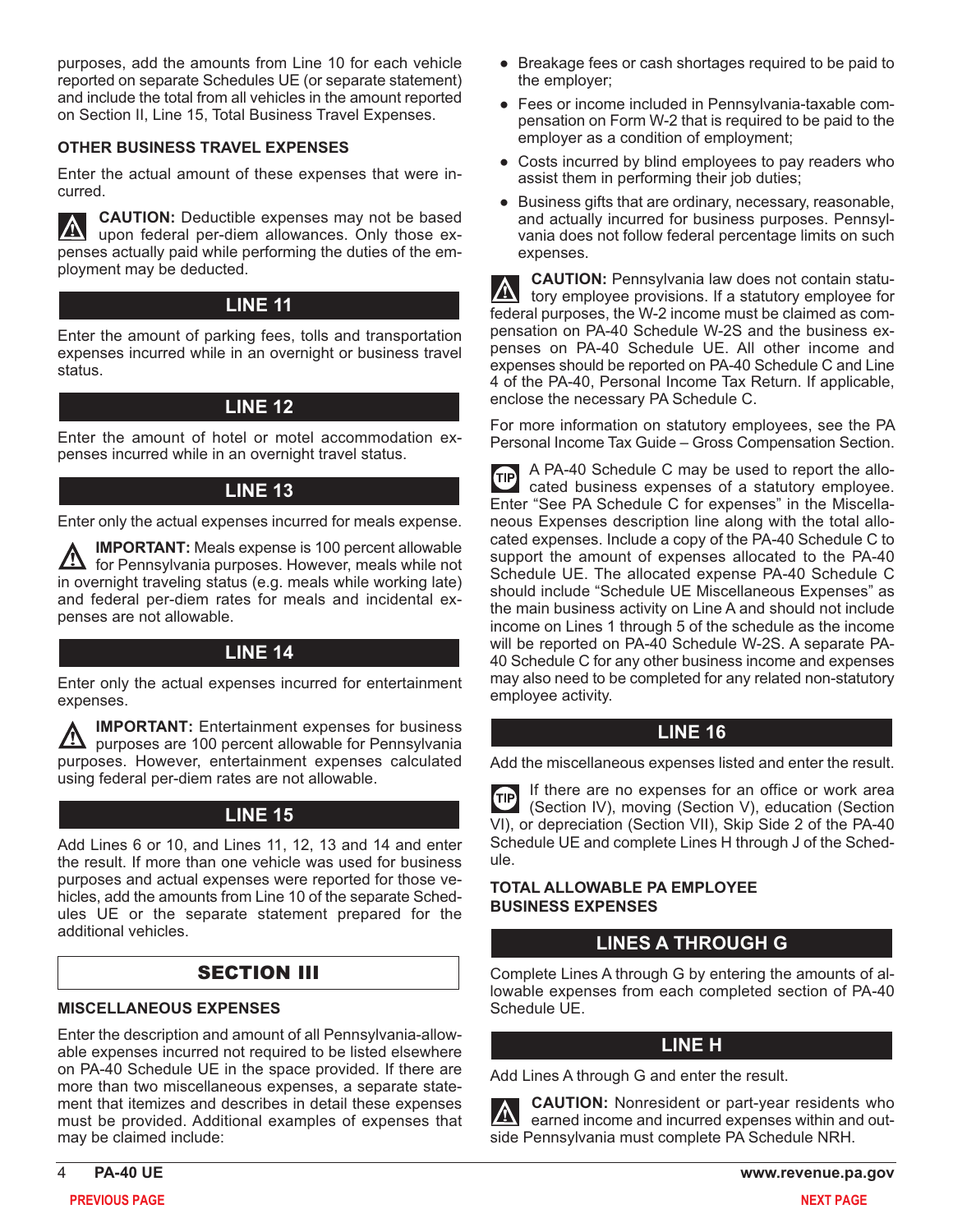purposes, add the amounts from Line 10 for each vehicle reported on separate Schedules UE (or separate statement) and include the total from all vehicles in the amount reported on Section II, Line 15, Total Business Travel Expenses.

### OTHER BUSINESS TRAVEL EXPENSES

Enter the actual amount of these expenses that were incurred.

**CAUTION:** Deductible expenses may not be based upon federal per-diem allowances. Only those expenses actually paid while performing the duties of the employment may be deducted.

## LINE 11

Enter the amount of parking fees, tolls and transportation expenses incurred while in an overnight or business travel status.

## LINE 12

Enter the amount of hotel or motel accommodation expenses incurred while in an overnight travel status.

## LINE 13

Enter only the actual expenses incurred for meals expense.

**IMPORTANT:** Meals expense is 100 percent allowable for Pennsylvania purposes. However, meals while not in overnight traveling status (e.g. meals while working late) and federal per-diem rates for meals and incidental expenses are not allowable.

## LINE 14

Enter only the actual expenses incurred for entertainment expenses.

**IMPORTANT:** Entertainment expenses for business purposes are 100 percent allowable for Pennsylvania purposes. However, entertainment expenses calculated using federal per-diem rates are not allowable.

## LINE 15

Add Lines 6 or 10, and Lines 11, 12, 13 and 14 and enter the result. If more than one vehicle was used for business purposes and actual expenses were reported for those vehicles, add the amounts from Line 10 of the separate Schedules UE or the separate statement prepared for the additional vehicles.

## SECTION III

### MISCELLANEOUS EXPENSES

Enter the description and amount of all Pennsylvania-allowable expenses incurred not required to be listed elsewhere on PA-40 Schedule UE in the space provided. If there are more than two miscellaneous expenses, a separate statement that itemizes and describes in detail these expenses must be provided. Additional examples of expenses that may be claimed include:

- Breakage fees or cash shortages required to be paid to the employer;
- Fees or income included in Pennsylvania-taxable compensation on Form W-2 that is required to be paid to the employer as a condition of employment;
- Costs incurred by blind employees to pay readers who assist them in performing their job duties;
- Business gifts that are ordinary, necessary, reasonable, and actually incurred for business purposes. Pennsylvania does not follow federal percentage limits on such expenses.

**CAUTION:** Pennsylvania law does not contain statutory employee provisions. If a statutory employee for federal purposes, the W-2 income must be claimed as compensation on PA-40 Schedule W-2S and the business expenses on PA-40 Schedule UE. All other income and expenses should be reported on PA-40 Schedule C and Line 4 of the PA-40, Personal Income Tax Return. If applicable, enclose the necessary PA Schedule C.

For more information on statutory employees, see the PA Personal Income Tax Guide – Gross Compensation Section.

**TIP** A PA-40 Schedule C may be used to report the allocated business expenses of a statutory employee. Enter "See PA Schedule C for expenses" in the Miscellaneous Expenses description line along with the total allocated expenses. Include a copy of the PA-40 Schedule C to support the amount of expenses allocated to the PA-40 Schedule UE. The allocated expense PA-40 Schedule C should include "Schedule UE Miscellaneous Expenses" as the main business activity on Line A and should not include income on Lines 1 through 5 of the schedule as the income will be reported on PA-40 Schedule W-2S. A separate PA-40 Schedule C for any other business income and expenses may also need to be completed for any related non-statutory employee activity.

## LINE 16

Add the miscellaneous expenses listed and enter the result.

**TIP** If there are no expenses for an office or work area (Section IV), moving (Section V), education (Section VI), or depreciation (Section VII), Skip Side 2 of the PA-40 Schedule UE and complete Lines H through J of the Schedule.

### TOTAL ALLOWABLE PA EMPLOYEE BUSINESS EXPENSES

## LINES A THROUGH G

Complete Lines A through G by entering the amounts of allowable expenses from each completed section of PA-40 Schedule UE.

## LINE H

Add Lines A through G and enter the result.

**CAUTION:** Nonresident or part-year residents who earned income and incurred expenses within and outside Pennsylvania must complete PA Schedule NRH.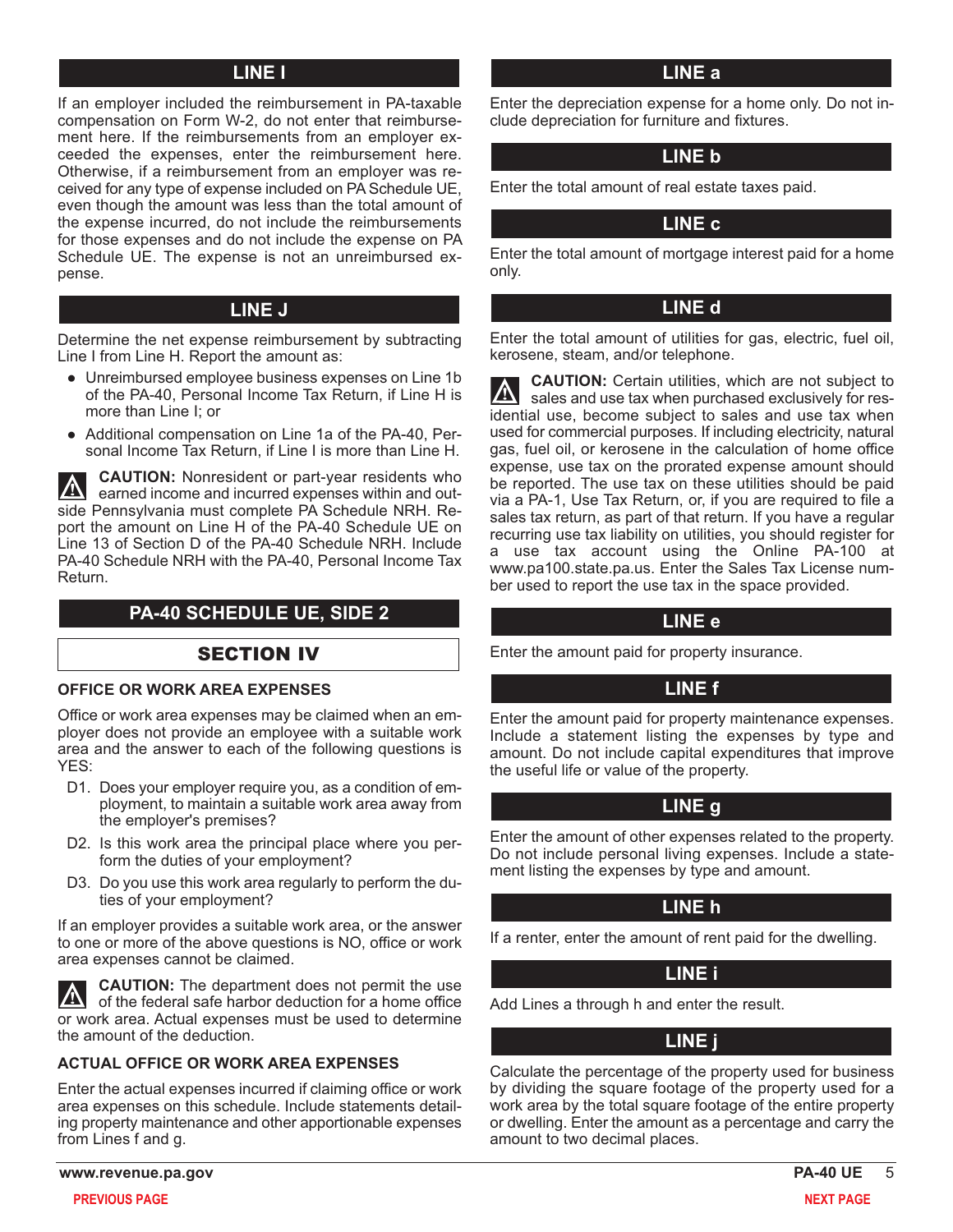## LINE I

If an employer included the reimbursement in PA-taxable compensation on Form W-2, do not enter that reimbursement here. If the reimbursements from an employer exceeded the expenses, enter the reimbursement here. Otherwise, if a reimbursement from an employer was received for any type of expense included on PA Schedule UE, even though the amount was less than the total amount of the expense incurred, do not include the reimbursements for those expenses and do not include the expense on PA Schedule UE. The expense is not an unreimbursed expense.

## LINE J

Determine the net expense reimbursement by subtracting Line I from Line H. Report the amount as:

- Unreimbursed employee business expenses on Line 1b of the PA-40, Personal Income Tax Return, if Line H is more than Line I; or
- Additional compensation on Line 1a of the PA-40, Personal Income Tax Return, if Line I is more than Line H.

**CAUTION:** Nonresident or part-year residents who earned income and incurred expenses within and outside Pennsylvania must complete PA Schedule NRH. Report the amount on Line H of the PA-40 Schedule UE on Line 13 of Section D of the PA-40 Schedule NRH. Include PA-40 Schedule NRH with the PA-40, Personal Income Tax Return.

## PA-40 SCHEDULE UE, SIDE 2

## SECTION IV

### OFFICE OR WORK AREA EXPENSES

Office or work area expenses may be claimed when an employer does not provide an employee with a suitable work area and the answer to each of the following questions is YES:

- D1. Does your employer require you, as a condition of employment, to maintain a suitable work area away from the employer's premises?
- D2. Is this work area the principal place where you perform the duties of your employment?
- D3. Do you use this work area regularly to perform the duties of your employment?

If an employer provides a suitable work area, or the answer to one or more of the above questions is NO, office or work area expenses cannot be claimed.

**CAUTION:** The department does not permit the use of the federal safe harbor deduction for a home office or work area. Actual expenses must be used to determine the amount of the deduction.

### ACTUAL OFFICE OR WORK AREA EXPENSES

Enter the actual expenses incurred if claiming office or work area expenses on this schedule. Include statements detailing property maintenance and other apportionable expenses from Lines f and g.

## LINE a

Enter the depreciation expense for a home only. Do not include depreciation for furniture and fixtures.

## LINE b

Enter the total amount of real estate taxes paid.

## LINE c

Enter the total amount of mortgage interest paid for a home only.

## LINE d

Enter the total amount of utilities for gas, electric, fuel oil, kerosene, steam, and/or telephone.

**CAUTION:** Certain utilities, which are not subject to sales and use tax when purchased exclusively for residential use, become subject to sales and use tax when used for commercial purposes. If including electricity, natural gas, fuel oil, or kerosene in the calculation of home office expense, use tax on the prorated expense amount should be reported. The use tax on these utilities should be paid via a PA-1, Use Tax Return, or, if you are required to file a sales tax return, as part of that return. If you have a regular recurring use tax liability on utilities, you should register for a use tax account using the Online PA-100 at www.pa100.state.pa.us. Enter the Sales Tax License number used to report the use tax in the space provided.

## LINE e

Enter the amount paid for property insurance.

## LINE f

Enter the amount paid for property maintenance expenses. Include a statement listing the expenses by type and amount. Do not include capital expenditures that improve the useful life or value of the property.

## LINE g

Enter the amount of other expenses related to the property. Do not include personal living expenses. Include a statement listing the expenses by type and amount.

## LINE h

If a renter, enter the amount of rent paid for the dwelling.

## LINE i

Add Lines a through h and enter the result.

## LINE j

Calculate the percentage of the property used for business by dividing the square footage of the property used for a work area by the total square footage of the entire property or dwelling. Enter the amount as a percentage and carry the amount to two decimal places.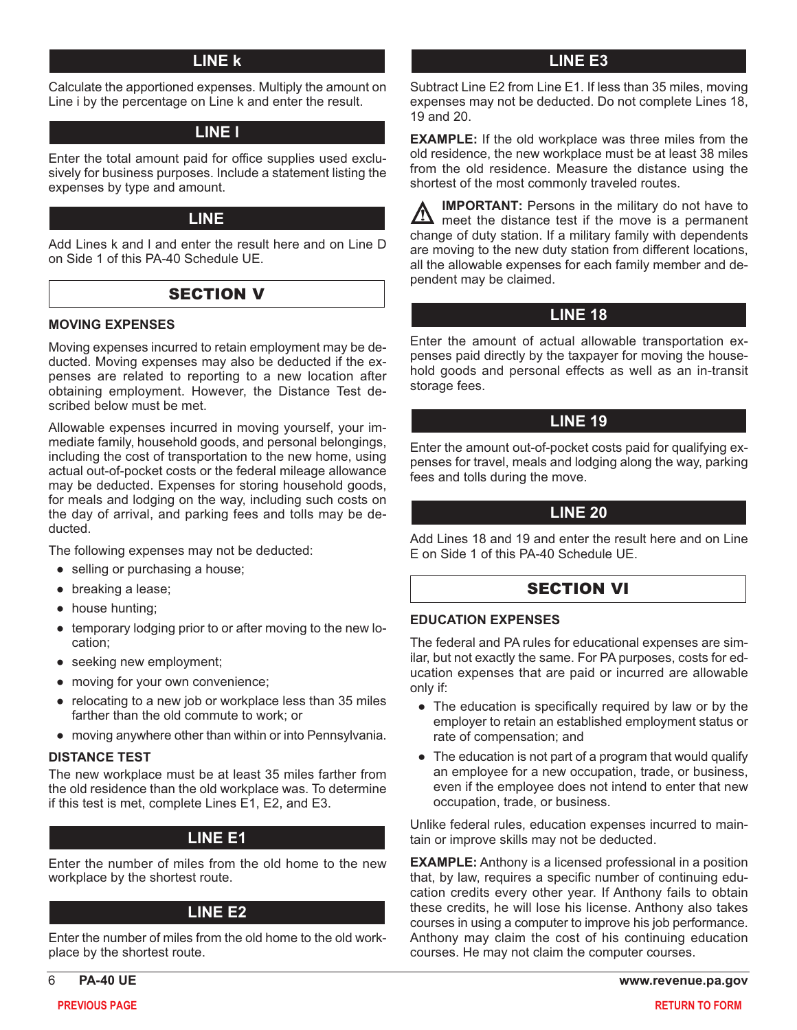## LINE k

Calculate the apportioned expenses. Multiply the amount on Line i by the percentage on Line k and enter the result.

## LINE l

Enter the total amount paid for office supplies used exclusively for business purposes. Include a statement listing the expenses by type and amount.

## LINE

Add Lines k and l and enter the result here and on Line D on Side 1 of this PA-40 Schedule UE.

## SECTION V

### MOVING EXPENSES

Moving expenses incurred to retain employment may be deducted. Moving expenses may also be deducted if the expenses are related to reporting to a new location after obtaining employment. However, the Distance Test described below must be met.

Allowable expenses incurred in moving yourself, your immediate family, household goods, and personal belongings, including the cost of transportation to the new home, using actual out-of-pocket costs or the federal mileage allowance may be deducted. Expenses for storing household goods, for meals and lodging on the way, including such costs on the day of arrival, and parking fees and tolls may be deducted.

The following expenses may not be deducted:

- selling or purchasing a house;
- breaking a lease;
- house hunting;
- temporary lodging prior to or after moving to the new location;
- seeking new employment;
- moving for your own convenience;
- relocating to a new job or workplace less than 35 miles farther than the old commute to work; or
- moving anywhere other than within or into Pennsylvania.

### DISTANCE TEST

The new workplace must be at least 35 miles farther from the old residence than the old workplace was. To determine if this test is met, complete Lines E1, E2, and E3.

## LINE E1

Enter the number of miles from the old home to the new workplace by the shortest route.

## LINE E2

Enter the number of miles from the old home to the old workplace by the shortest route.

## LINE E3

Subtract Line E2 from Line E1. If less than 35 miles, moving expenses may not be deducted. Do not complete Lines 18, 19 and 20.

**EXAMPLE:** If the old workplace was three miles from the old residence, the new workplace must be at least 38 miles from the old residence. Measure the distance using the shortest of the most commonly traveled routes.

**IMPORTANT:** Persons in the military do not have to meet the distance test if the move is a permanent change of duty station. If a military family with dependents are moving to the new duty station from different locations, all the allowable expenses for each family member and dependent may be claimed.

## LINE 18

Enter the amount of actual allowable transportation expenses paid directly by the taxpayer for moving the household goods and personal effects as well as an in-transit storage fees.

## LINE 19

Enter the amount out-of-pocket costs paid for qualifying expenses for travel, meals and lodging along the way, parking fees and tolls during the move.

## LINE 20

Add Lines 18 and 19 and enter the result here and on Line E on Side 1 of this PA-40 Schedule UE.

## SECTION VI

### EDUCATION EXPENSES

The federal and PA rules for educational expenses are similar, but not exactly the same. For PA purposes, costs for education expenses that are paid or incurred are allowable only if:

- The education is specifically required by law or by the employer to retain an established employment status or rate of compensation; and
- The education is not part of a program that would qualify an employee for a new occupation, trade, or business, even if the employee does not intend to enter that new occupation, trade, or business.

Unlike federal rules, education expenses incurred to maintain or improve skills may not be deducted.

**EXAMPLE:** Anthony is a licensed professional in a position that, by law, requires a specific number of continuing education credits every other year. If Anthony fails to obtain these credits, he will lose his license. Anthony also takes courses in using a computer to improve his job performance. Anthony may claim the cost of his continuing education courses. He may not claim the computer courses.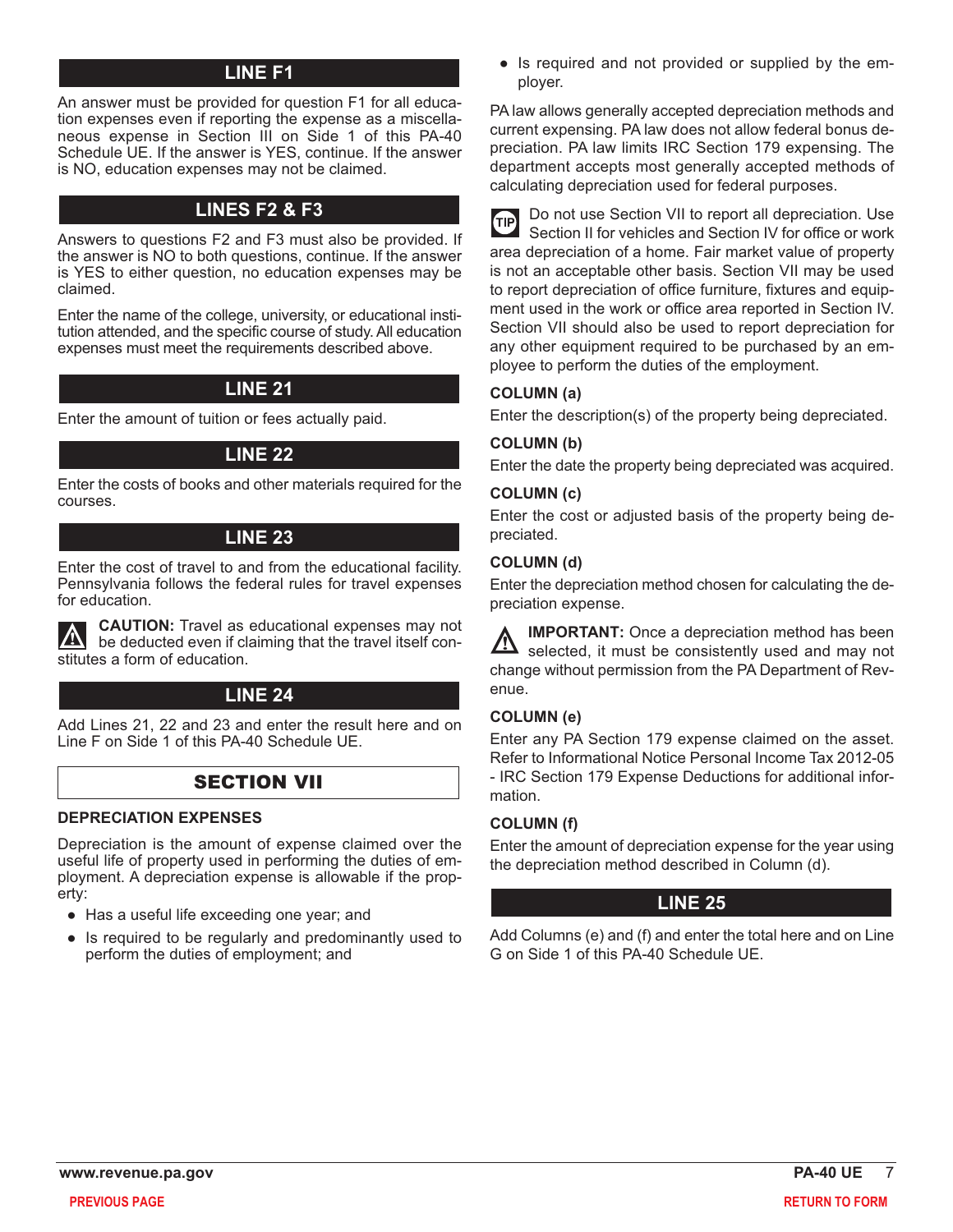## LINE F1

An answer must be provided for question F1 for all education expenses even if reporting the expense as a miscellaneous expense in Section III on Side 1 of this PA-40 Schedule UE. If the answer is YES, continue. If the answer is NO, education expenses may not be claimed.

## LINES F2 & F3

Answers to questions F2 and F3 must also be provided. If the answer is NO to both questions, continue. If the answer is YES to either question, no education expenses may be claimed.

Enter the name of the college, university, or educational institution attended, and the specific course of study. All education expenses must meet the requirements described above.

## LINE 21

Enter the amount of tuition or fees actually paid.

## LINE 22

Enter the costs of books and other materials required for the courses.

## LINE 23

Enter the cost of travel to and from the educational facility. Pennsylvania follows the federal rules for travel expenses for education.

**CAUTION:** Travel as educational expenses may not be deducted even if claiming that the travel itself constitutes a form of education.

## LINE 24

Add Lines 21, 22 and 23 and enter the result here and on Line F on Side 1 of this PA-40 Schedule UE.

## SECTION VII

### DEPRECIATION EXPENSES

Depreciation is the amount of expense claimed over the useful life of property used in performing the duties of employment. A depreciation expense is allowable if the property:

- Has a useful life exceeding one year; and
- Is required to be regularly and predominantly used to perform the duties of employment; and
- Is required and not provided or supplied by the employer.

PA law allows generally accepted depreciation methods and current expensing. PA law does not allow federal bonus depreciation. PA law limits IRC Section 179 expensing. The department accepts most generally accepted methods of calculating depreciation used for federal purposes.

**TIP** Do not use Section VII to report all depreciation. Use Section II for vehicles and Section IV for office or work area depreciation of a home. Fair market value of property is not an acceptable other basis. Section VII may be used to report depreciation of office furniture, fixtures and equipment used in the work or office area reported in Section IV. Section VII should also be used to report depreciation for any other equipment required to be purchased by an employee to perform the duties of the employment.

### COLUMN (a)

Enter the description(s) of the property being depreciated.

### COLUMN (b)

Enter the date the property being depreciated was acquired.

### COLUMN (c)

Enter the cost or adjusted basis of the property being depreciated.

### COLUMN (d)

Enter the depreciation method chosen for calculating the depreciation expense.

**IMPORTANT:** Once a depreciation method has been selected, it must be consistently used and may not change without permission from the PA Department of Revenue.

### COLUMN (e)

Enter any PA Section 179 expense claimed on the asset. Refer to Informational Notice Personal Income Tax 2012-05 - IRC Section 179 Expense Deductions for additional information.

### COLUMN (f)

Enter the amount of depreciation expense for the year using the depreciation method described in Column (d).

## LINE 25

Add Columns (e) and (f) and enter the total here and on Line G on Side 1 of this PA-40 Schedule UE.